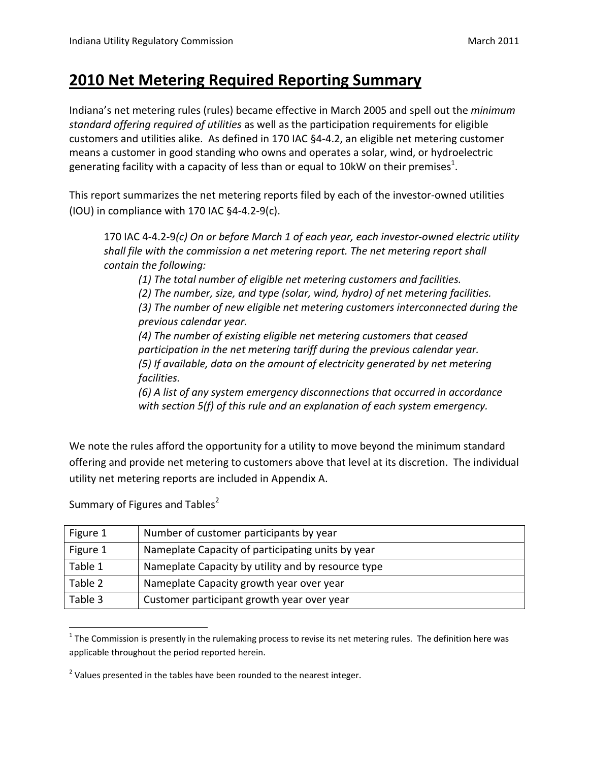# 2010 Net Metering Required Reporting Summary

Indiana's net metering rules (rules) became effective in March 2005 and spell out the *minimum standard offering required of utilities* as well as the participation requirements for eligible customers and utilities alike. As defined in 170 IAC §4-4.2, an eligible net metering customer means a customer in good standing who owns and operates a solar, wind, or hydroelectric generating facility with a capacity of less than or equal to 10kW on their premises[1].

This report summarizes the net metering reports filed by each of the investor-owned utilities (IOU) in compliance with 170 IAC §4-4.2-9(c).

> 170 IAC 4-4.2-9*(c) On or before March 1 of each year, each investor-owned electric utility shall file with the commission a net metering report. The net metering report shall contain the following:*
>
> *(1) The total number of eligible net metering customers and facilities.*
> *(2) The number, size, and type (solar, wind, hydro) of net metering facilities.*
> *(3) The number of new eligible net metering customers interconnected during the previous calendar year.*
> *(4) The number of existing eligible net metering customers that ceased participation in the net metering tariff during the previous calendar year.*
> *(5) If available, data on the amount of electricity generated by net metering facilities.*
> *(6) A list of any system emergency disconnections that occurred in accordance with section 5(f) of this rule and an explanation of each system emergency.*

We note the rules afford the opportunity for a utility to move beyond the minimum standard offering and provide net metering to customers above that level at its discretion. The individual utility net metering reports are included in Appendix A.

Summary of Figures and Tables[2]

| | |
|---|---|
| Figure 1 | Number of customer participants by year |
| Figure 1 | Nameplate Capacity of participating units by year |
| Table 1 | Nameplate Capacity by utility and by resource type |
| Table 2 | Nameplate Capacity growth year over year |
| Table 3 | Customer participant growth year over year |

[1] The Commission is presently in the rulemaking process to revise its net metering rules. The definition here was applicable throughout the period reported herein.

[2] Values presented in the tables have been rounded to the nearest integer.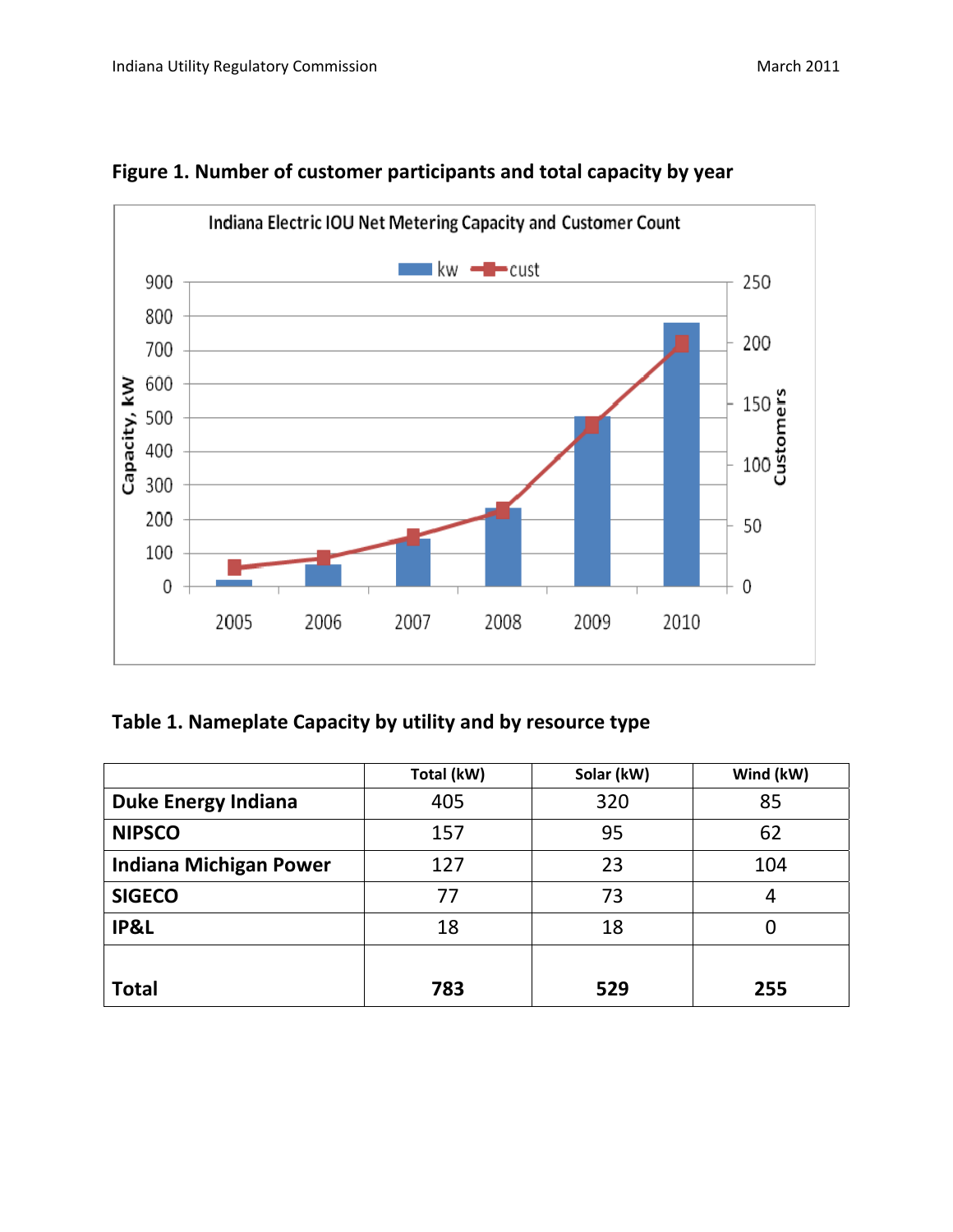**Figure 1. Number of customer participants and total capacity by year**

**Table 1. Nameplate Capacity by utility and by resource type**

| | Total (kW) | Solar (kW) | Wind (kW) |
|---|---|---|---|
| **Duke Energy Indiana** | 405 | 320 | 85 |
| **NIPSCO** | 157 | 95 | 62 |
| **Indiana Michigan Power** | 127 | 23 | 104 |
| **SIGECO** | 77 | 73 | 4 |
| **IP&L** | 18 | 18 | 0 |
| **Total** | **783** | **529** | **255** |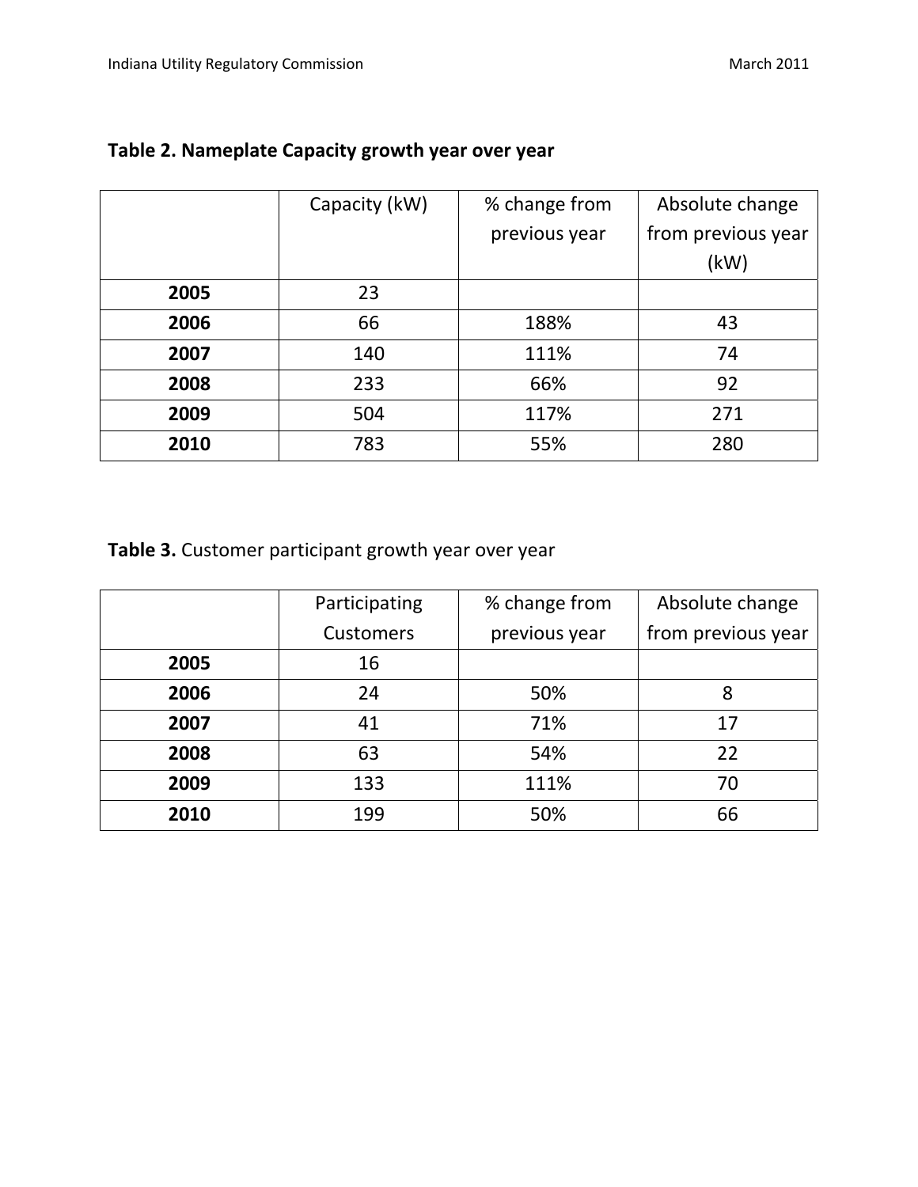**Table 2. Nameplate Capacity growth year over year**

| | Capacity (kW) | % change from previous year | Absolute change from previous year (kW) |
|---|---|---|---|
| **2005** | 23 | | |
| **2006** | 66 | 188% | 43 |
| **2007** | 140 | 111% | 74 |
| **2008** | 233 | 66% | 92 |
| **2009** | 504 | 117% | 271 |
| **2010** | 783 | 55% | 280 |

**Table 3.** Customer participant growth year over year

| | Participating Customers | % change from previous year | Absolute change from previous year |
|---|---|---|---|
| **2005** | 16 | | |
| **2006** | 24 | 50% | 8 |
| **2007** | 41 | 71% | 17 |
| **2008** | 63 | 54% | 22 |
| **2009** | 133 | 111% | 70 |
| **2010** | 199 | 50% | 66 |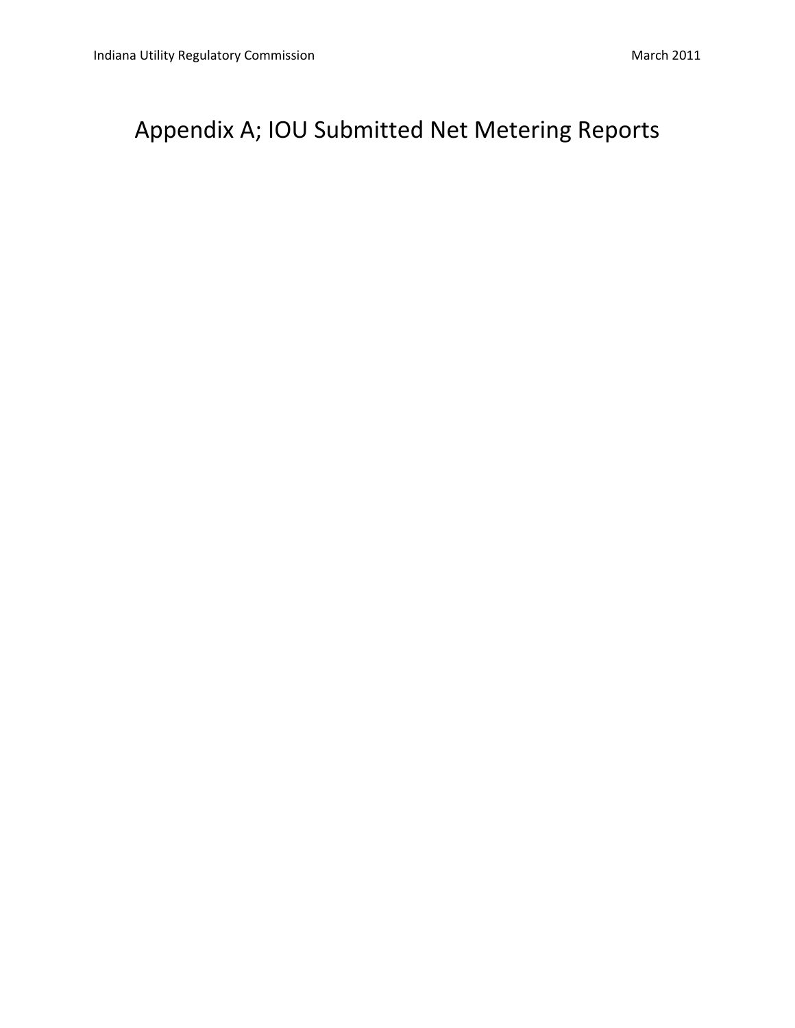# Appendix A; IOU Submitted Net Metering Reports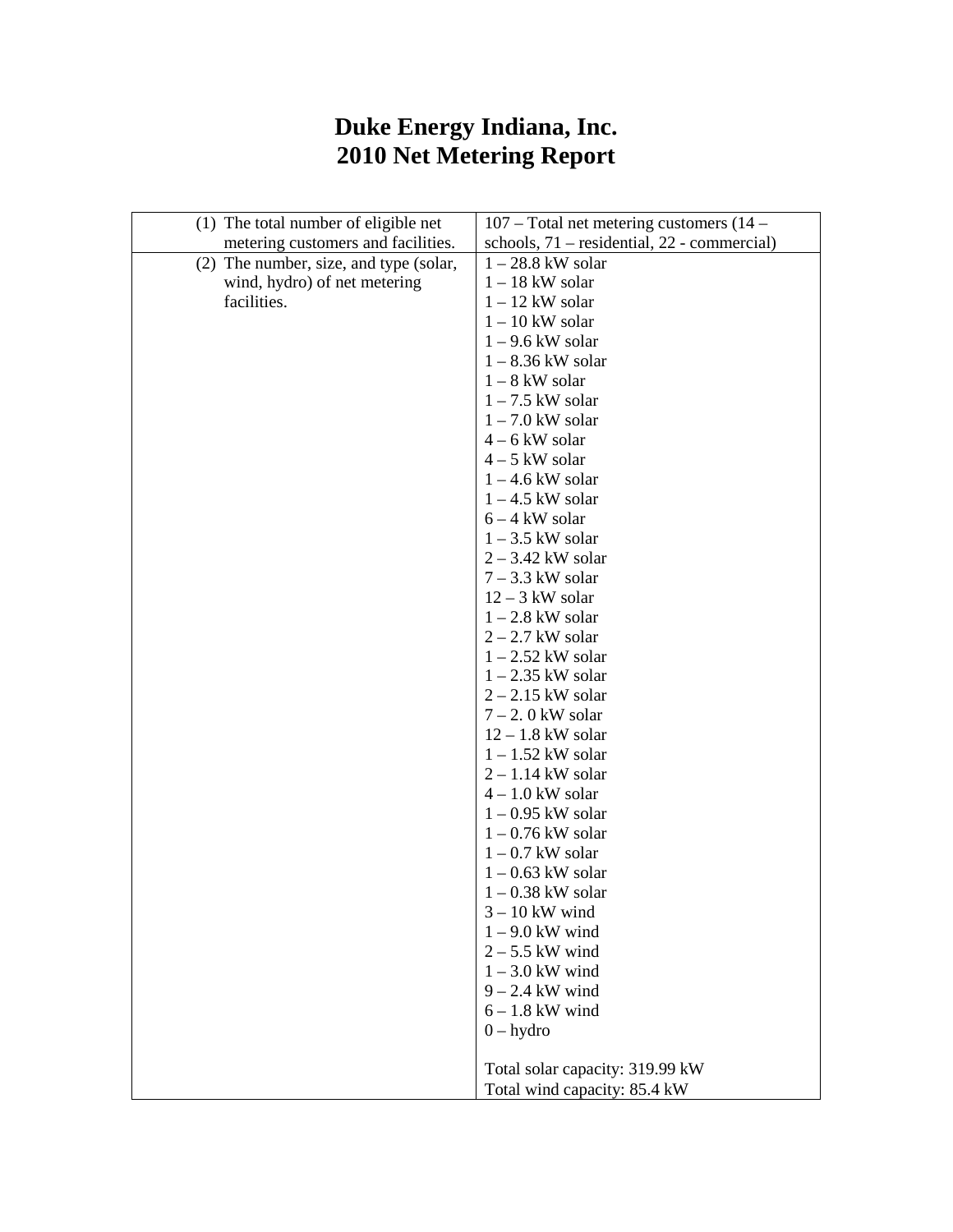# Duke Energy Indiana, Inc.
# 2010 Net Metering Report

| | |
|---|---|
| (1) The total number of eligible net metering customers and facilities. | 107 – Total net metering customers (14 – schools, 71 – residential, 22 - commercial) |
| (2) The number, size, and type (solar, wind, hydro) of net metering facilities. | 1 – 28.8 kW solar<br>1 – 18 kW solar<br>1 – 12 kW solar<br>1 – 10 kW solar<br>1 – 9.6 kW solar<br>1 – 8.36 kW solar<br>1 – 8 kW solar<br>1 – 7.5 kW solar<br>1 – 7.0 kW solar<br>4 – 6 kW solar<br>4 – 5 kW solar<br>1 – 4.6 kW solar<br>1 – 4.5 kW solar<br>6 – 4 kW solar<br>1 – 3.5 kW solar<br>2 – 3.42 kW solar<br>7 – 3.3 kW solar<br>12 – 3 kW solar<br>1 – 2.8 kW solar<br>2 – 2.7 kW solar<br>1 – 2.52 kW solar<br>1 – 2.35 kW solar<br>2 – 2.15 kW solar<br>7 – 2. 0 kW solar<br>12 – 1.8 kW solar<br>1 – 1.52 kW solar<br>2 – 1.14 kW solar<br>4 – 1.0 kW solar<br>1 – 0.95 kW solar<br>1 – 0.76 kW solar<br>1 – 0.7 kW solar<br>1 – 0.63 kW solar<br>1 – 0.38 kW solar<br>3 – 10 kW wind<br>1 – 9.0 kW wind<br>2 – 5.5 kW wind<br>1 – 3.0 kW wind<br>9 – 2.4 kW wind<br>6 – 1.8 kW wind<br>0 – hydro<br><br>Total solar capacity: 319.99 kW<br>Total wind capacity: 85.4 kW |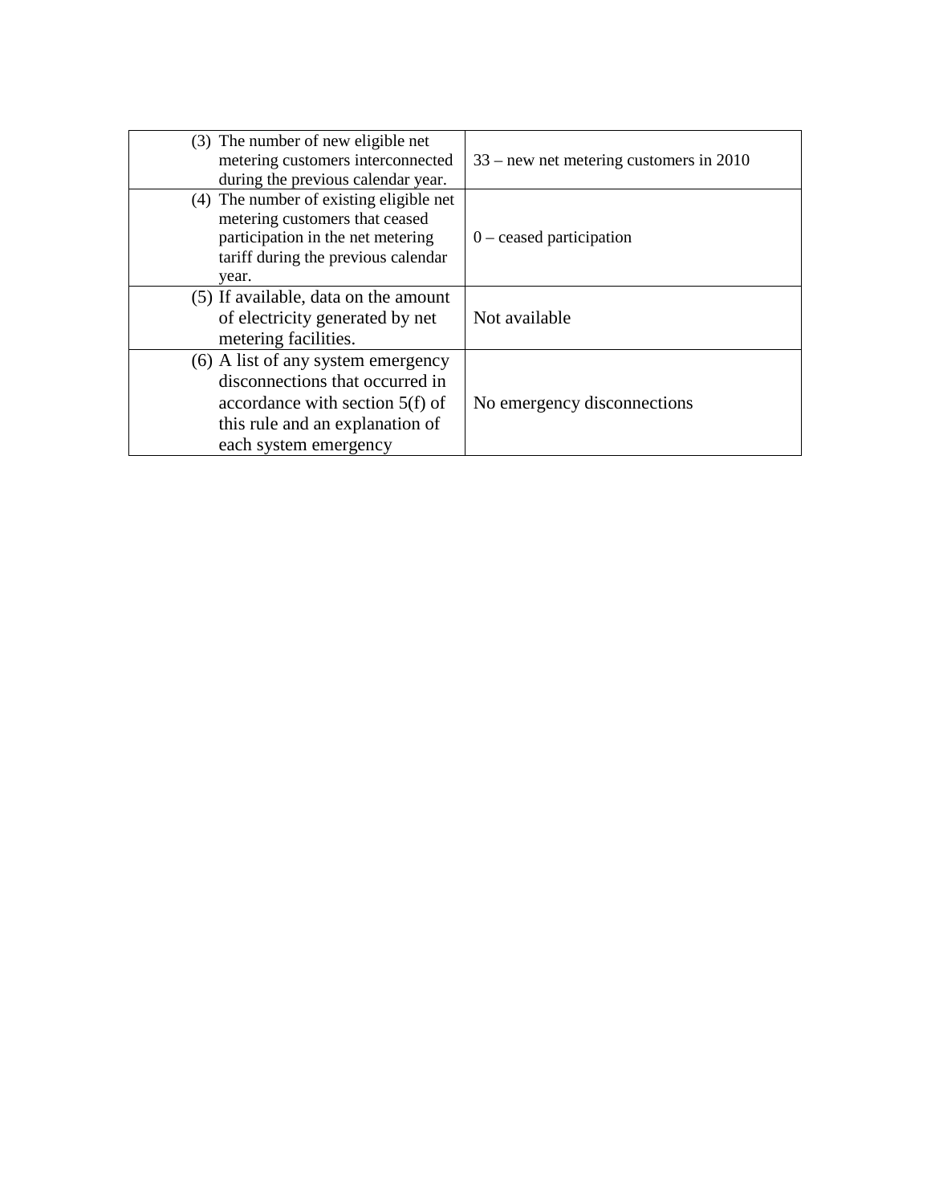| | |
|---|---|
| (3) The number of new eligible net metering customers interconnected during the previous calendar year. | 33 – new net metering customers in 2010 |
| (4) The number of existing eligible net metering customers that ceased participation in the net metering tariff during the previous calendar year. | 0 – ceased participation |
| (5) If available, data on the amount of electricity generated by net metering facilities. | Not available |
| (6) A list of any system emergency disconnections that occurred in accordance with section 5(f) of this rule and an explanation of each system emergency | No emergency disconnections |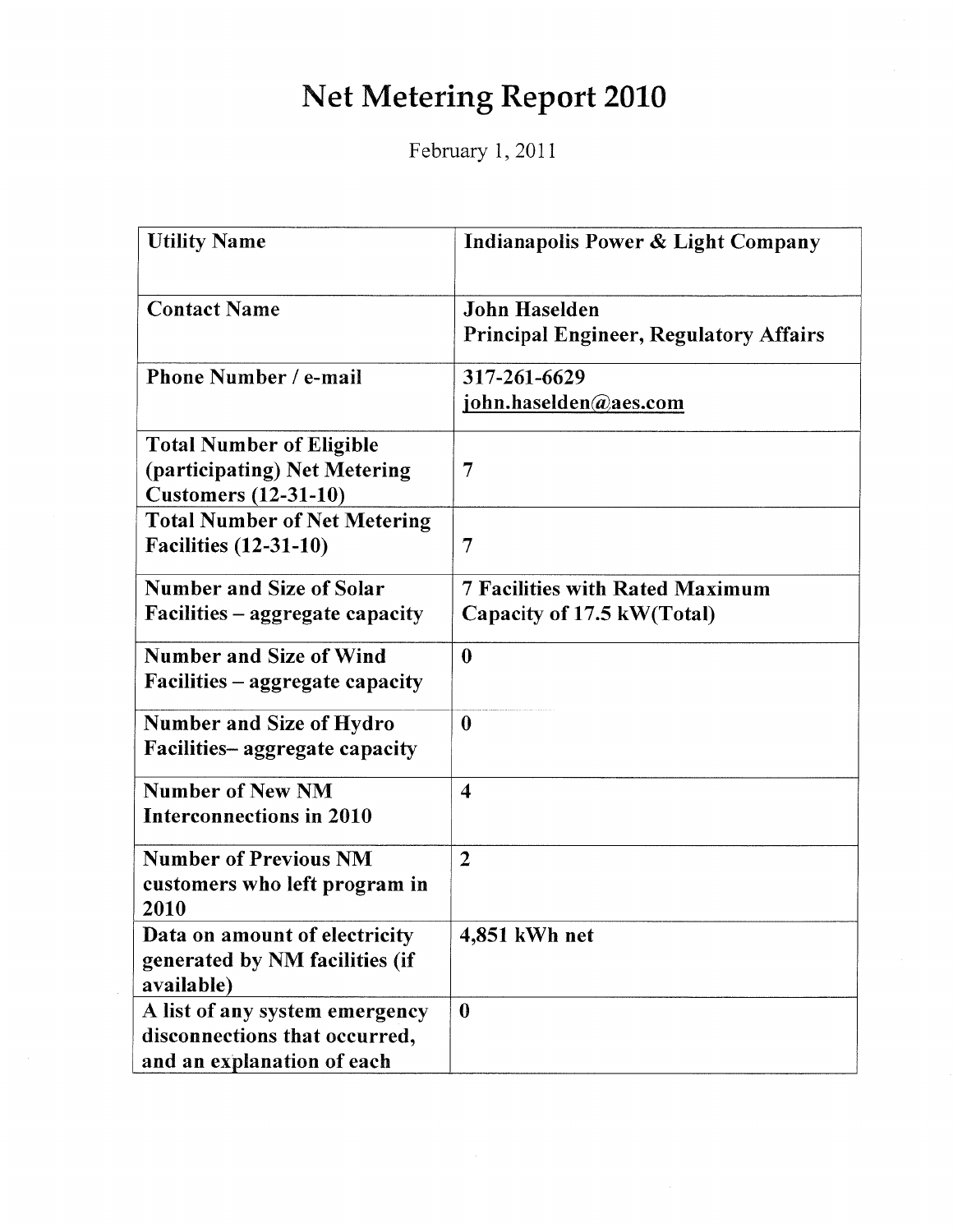# Net Metering Report 2010

February 1, 2011

| Utility Name | Indianapolis Power & Light Company |
|---|---|
| Contact Name | John Haselden<br>Principal Engineer, Regulatory Affairs |
| Phone Number / e-mail | 317-261-6629<br>john.haselden@aes.com |
| Total Number of Eligible (participating) Net Metering Customers (12-31-10) | 7 |
| Total Number of Net Metering Facilities (12-31-10) | 7 |
| Number and Size of Solar Facilities – aggregate capacity | 7 Facilities with Rated Maximum Capacity of 17.5 kW(Total) |
| Number and Size of Wind Facilities – aggregate capacity | 0 |
| Number and Size of Hydro Facilities– aggregate capacity | 0 |
| Number of New NM Interconnections in 2010 | 4 |
| Number of Previous NM customers who left program in 2010 | 2 |
| Data on amount of electricity generated by NM facilities (if available) | 4,851 kWh net |
| A list of any system emergency disconnections that occurred, and an explanation of each | 0 |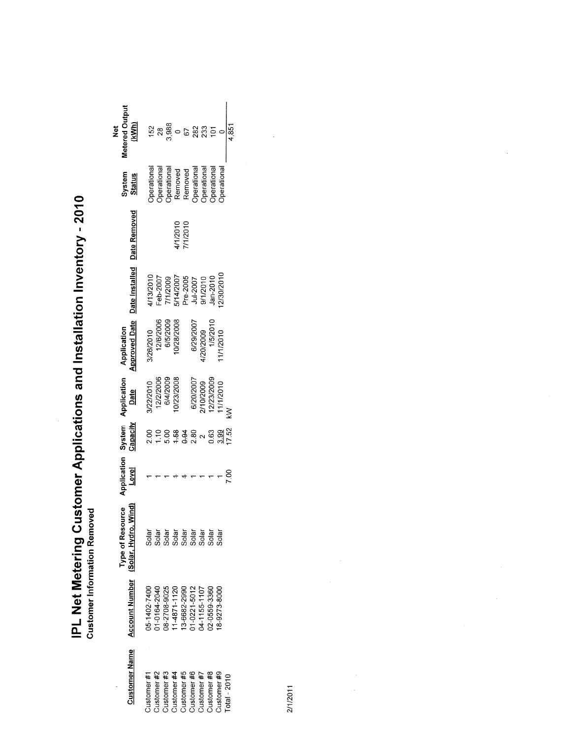# IPL Net Metering Customer Applications and Installation Inventory - 2010

**Customer Information Removed**

| Customer Name | Account Number | Type of Resource (Solar, Hydro, Wind) | Application Level | System Capacity | Application Date | Application Approved Date | Date Installed | Date Removed | System Status | Net Metered Output (kWh) |
|---|---|---|---|---|---|---|---|---|---|---|
| Customer #1 | 05-1402-7400 | Solar | 1 | 2.00 | 3/22/2010 | 3/26/2010 | 4/13/2010 | | Operational | 152 |
| Customer #2 | 01-0164-2040 | Solar | 1 | 1.10 | 12/2/2006 | 12/6/2006 | Feb-2007 | | Operational | 28 |
| Customer #3 | 08-2708-9025 | Solar | 1 | 5.00 | 6/4/2009 | 6/5/2009 | 7/1/2009 | | Operational | 3,988 |
| Customer #4 | 11-4871-1120 | Solar | ~~1~~ | ~~1.68~~ | 10/23/2008 | 10/28/2008 | 5/14/2007 | 4/1/2010 | Removed | 0 |
| Customer #5 | 13-6682-2990 | Solar | ~~1~~ | ~~0.94~~ | | | Pre-2005 | 7/1/2010 | Removed | 67 |
| Customer #6 | 01-0221-5012 | Solar | 1 | 2.80 | 6/20/2007 | 6/29/2007 | Jul-2007 | | Operational | 282 |
| Customer #7 | 04-1155-1107 | Solar | 1 | 2 | 2/10/2009 | 4/20/2009 | 9/1/2010 | | Operational | 233 |
| Customer #8 | 02-0559-3360 | Solar | 1 | 0.63 | 12/23/2009 | 1/5/2010 | Jan-2010 | | Operational | 101 |
| Customer #9 | 18-9273-8000 | Solar | 1 | 3.99 | 11/1/2010 | 11/1/2010 | 12/30/2010 | | Operational | 0 |
| Total - 2010 | | | 7.00 | 17.52 | kW | | | | | 4,851 |

2/1/2011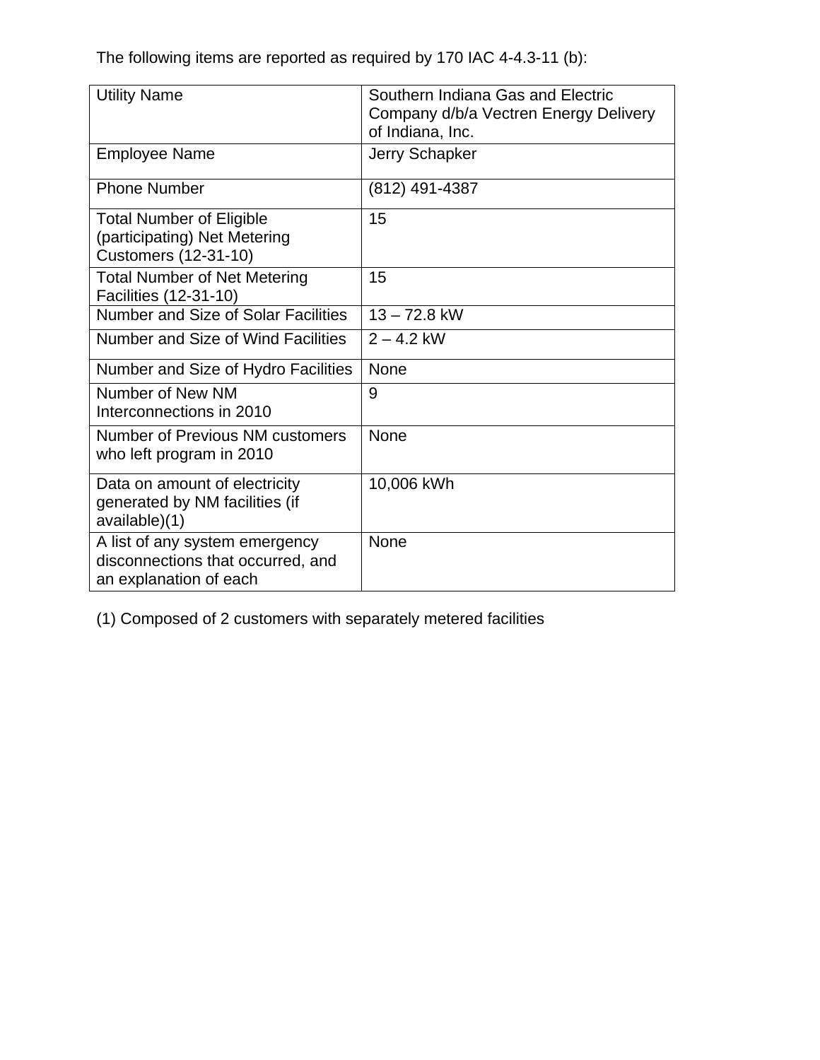The following items are reported as required by 170 IAC 4-4.3-11 (b):

| Utility Name | Southern Indiana Gas and Electric Company d/b/a Vectren Energy Delivery of Indiana, Inc. |
|---|---|
| Employee Name | Jerry Schapker |
| Phone Number | (812) 491-4387 |
| Total Number of Eligible (participating) Net Metering Customers (12-31-10) | 15 |
| Total Number of Net Metering Facilities (12-31-10) | 15 |
| Number and Size of Solar Facilities | 13 – 72.8 kW |
| Number and Size of Wind Facilities | 2 – 4.2 kW |
| Number and Size of Hydro Facilities | None |
| Number of New NM Interconnections in 2010 | 9 |
| Number of Previous NM customers who left program in 2010 | None |
| Data on amount of electricity generated by NM facilities (if available)(1) | 10,006 kWh |
| A list of any system emergency disconnections that occurred, and an explanation of each | None |

(1) Composed of 2 customers with separately metered facilities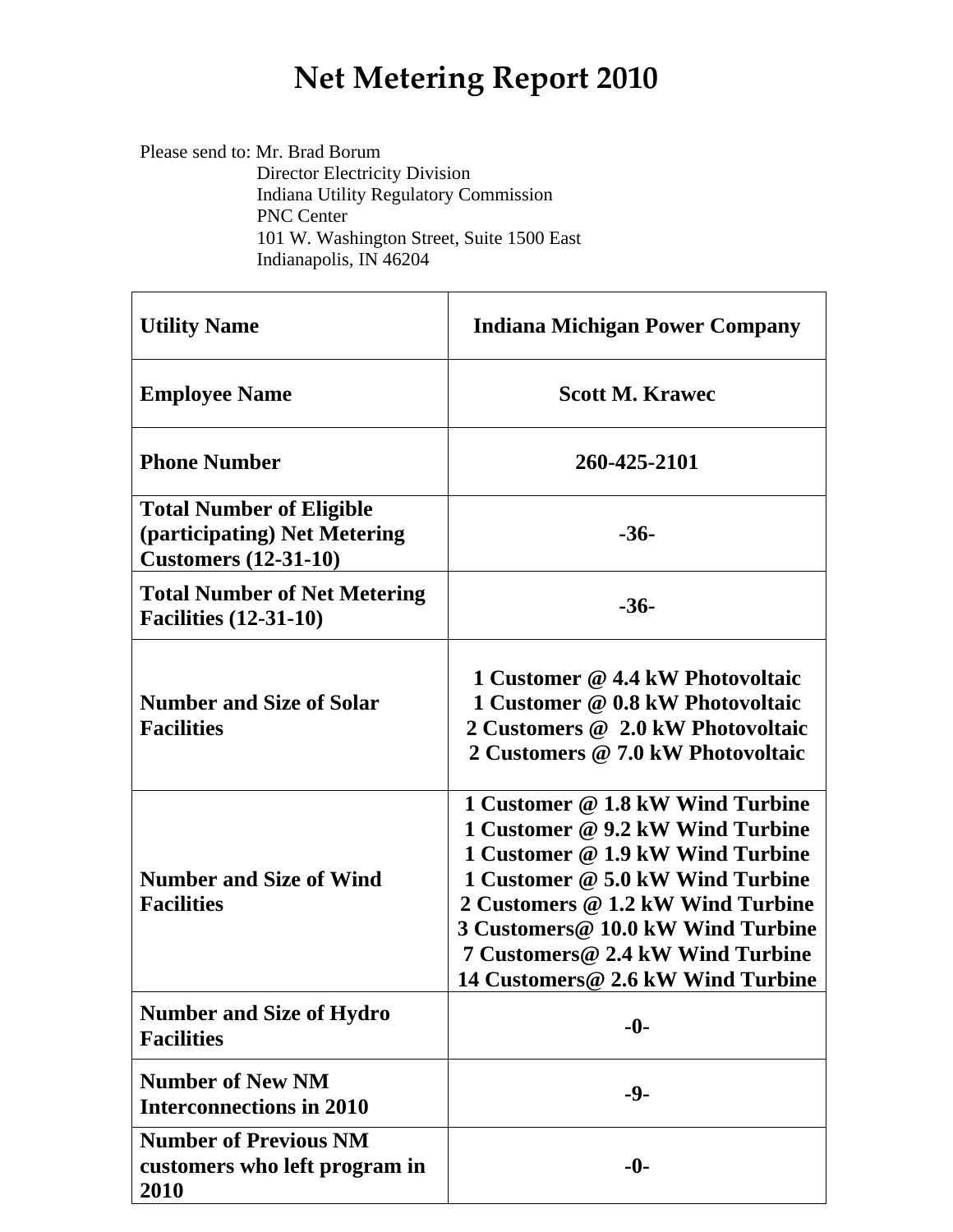# Net Metering Report 2010

Please send to: Mr. Brad Borum
Director Electricity Division
Indiana Utility Regulatory Commission
PNC Center
101 W. Washington Street, Suite 1500 East
Indianapolis, IN 46204

| **Utility Name** | **Indiana Michigan Power Company** |
|---|---|
| **Employee Name** | **Scott M. Krawec** |
| **Phone Number** | **260-425-2101** |
| **Total Number of Eligible (participating) Net Metering Customers (12-31-10)** | **-36-** |
| **Total Number of Net Metering Facilities (12-31-10)** | **-36-** |
| **Number and Size of Solar Facilities** | **1 Customer @ 4.4 kW Photovoltaic**<br>**1 Customer @ 0.8 kW Photovoltaic**<br>**2 Customers @ 2.0 kW Photovoltaic**<br>**2 Customers @ 7.0 kW Photovoltaic** |
| **Number and Size of Wind Facilities** | **1 Customer @ 1.8 kW Wind Turbine**<br>**1 Customer @ 9.2 kW Wind Turbine**<br>**1 Customer @ 1.9 kW Wind Turbine**<br>**1 Customer @ 5.0 kW Wind Turbine**<br>**2 Customers @ 1.2 kW Wind Turbine**<br>**3 Customers@ 10.0 kW Wind Turbine**<br>**7 Customers@ 2.4 kW Wind Turbine**<br>**14 Customers@ 2.6 kW Wind Turbine** |
| **Number and Size of Hydro Facilities** | **-0-** |
| **Number of New NM Interconnections in 2010** | **-9-** |
| **Number of Previous NM customers who left program in 2010** | **-0-** |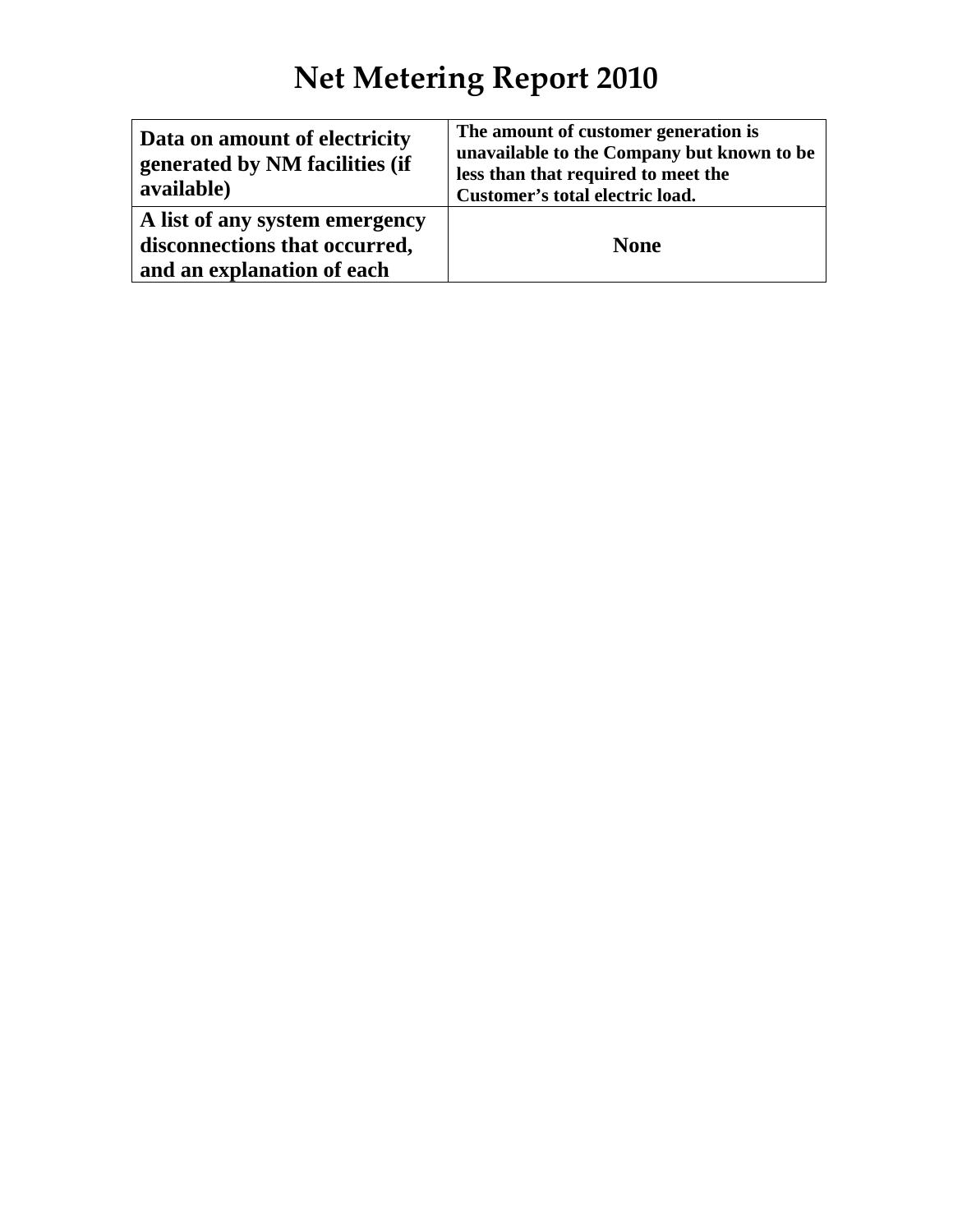# Net Metering Report 2010

| **Data on amount of electricity generated by NM facilities (if available)** | **The amount of customer generation is unavailable to the Company but known to be less than that required to meet the Customer's total electric load.** |
|---|---|
| **A list of any system emergency disconnections that occurred, and an explanation of each** | **None** |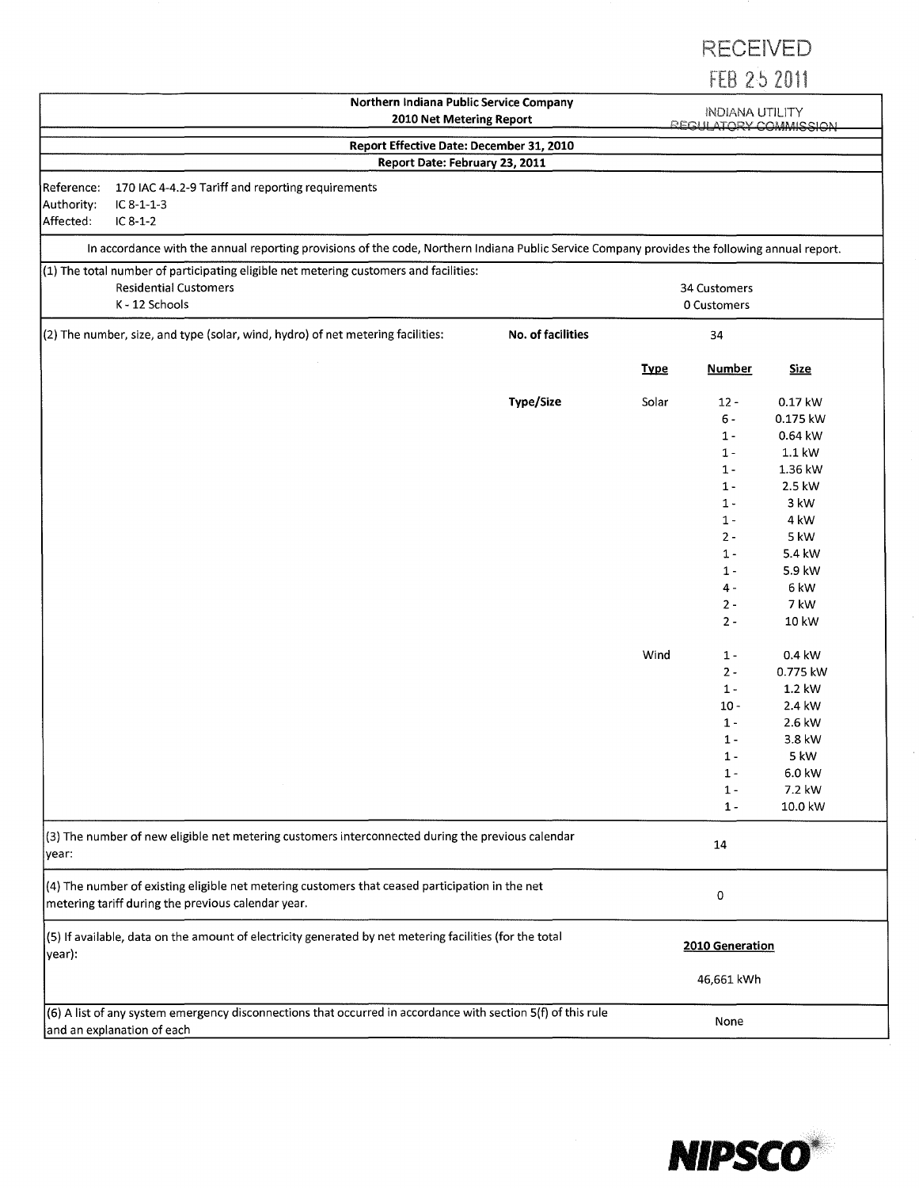RECEIVED

FEB 25 2011

INDIANA UTILITY REGULATORY COMMISSION

**Northern Indiana Public Service Company**

**2010 Net Metering Report**

**Report Effective Date: December 31, 2010**

**Report Date: February 23, 2011**

Reference: 170 IAC 4-4.2-9 Tariff and reporting requirements
Authority: IC 8-1-1-3
Affected: IC 8-1-2

In accordance with the annual reporting provisions of the code, Northern Indiana Public Service Company provides the following annual report.

(1) The total number of participating eligible net metering customers and facilities:

| | |
|---|---|
| Residential Customers | 34 Customers |
| K - 12 Schools | 0 Customers |

(2) The number, size, and type (solar, wind, hydro) of net metering facilities:

**No. of facilities**: 34

| | **Type** | **Number** | **Size** |
|---|---|---|---|
| **Type/Size** | Solar | 12 - | 0.17 kW |
| | | 6 - | 0.175 kW |
| | | 1 - | 0.64 kW |
| | | 1 - | 1.1 kW |
| | | 1 - | 1.36 kW |
| | | 1 - | 2.5 kW |
| | | 1 - | 3 kW |
| | | 1 - | 4 kW |
| | | 2 - | 5 kW |
| | | 1 - | 5.4 kW |
| | | 1 - | 5.9 kW |
| | | 4 - | 6 kW |
| | | 2 - | 7 kW |
| | | 2 - | 10 kW |
| | Wind | 1 - | 0.4 kW |
| | | 2 - | 0.775 kW |
| | | 1 - | 1.2 kW |
| | | 10 - | 2.4 kW |
| | | 1 - | 2.6 kW |
| | | 1 - | 3.8 kW |
| | | 1 - | 5 kW |
| | | 1 - | 6.0 kW |
| | | 1 - | 7.2 kW |
| | | 1 - | 10.0 kW |

(3) The number of new eligible net metering customers interconnected during the previous calendar year: 14

(4) The number of existing eligible net metering customers that ceased participation in the net metering tariff during the previous calendar year: 0

(5) If available, data on the amount of electricity generated by net metering facilities (for the total year):

**2010 Generation**

46,661 kWh

(6) A list of any system emergency disconnections that occurred in accordance with section 5(f) of this rule and an explanation of each: None

NIPSCO